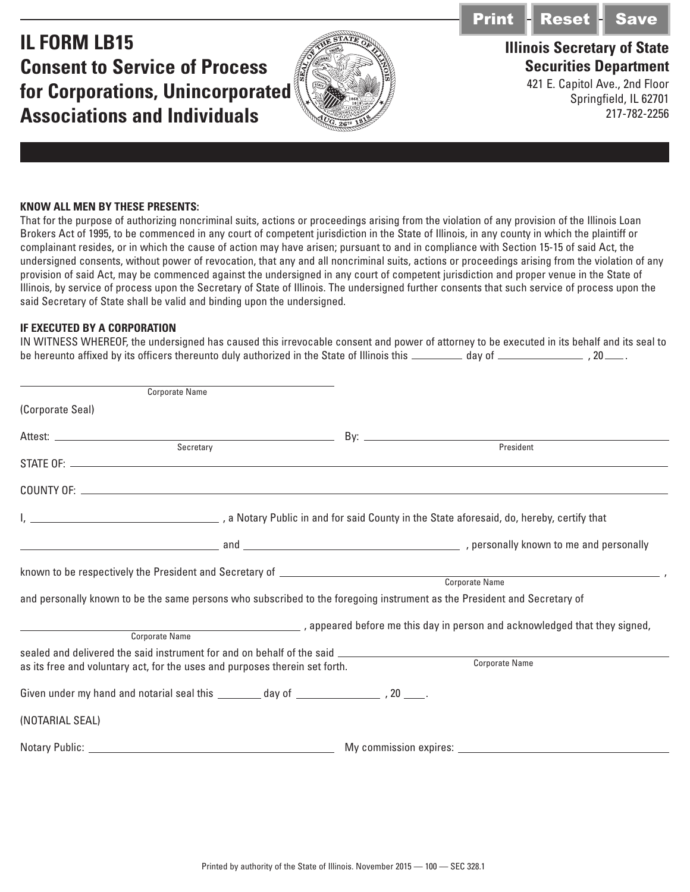# IL FORM LB15
# Consent to Service of Process for Corporations, Unincorporated Associations and Individuals

**Illinois Secretary of State**
**Securities Department**
421 E. Capitol Ave., 2nd Floor
Springfield, IL 62701
217-782-2256

**KNOW ALL MEN BY THESE PRESENTS:**

That for the purpose of authorizing noncriminal suits, actions or proceedings arising from the violation of any provision of the Illinois Loan Brokers Act of 1995, to be commenced in any court of competent jurisdiction in the State of Illinois, in any county in which the plaintiff or complainant resides, or in which the cause of action may have arisen; pursuant to and in compliance with Section 15-15 of said Act, the undersigned consents, without power of revocation, that any and all noncriminal suits, actions or proceedings arising from the violation of any provision of said Act, may be commenced against the undersigned in any court of competent jurisdiction and proper venue in the State of Illinois, by service of process upon the Secretary of State of Illinois. The undersigned further consents that such service of process upon the said Secretary of State shall be valid and binding upon the undersigned.

**IF EXECUTED BY A CORPORATION**

IN WITNESS WHEREOF, the undersigned has caused this irrevocable consent and power of attorney to be executed in its behalf and its seal to be hereunto affixed by its officers thereunto duly authorized in the State of Illinois this ________ day of ______________ , 20____.

______________________________
Corporate Name

(Corporate Seal)

Attest: ______________________________ By: ______________________________
Secretary President

STATE OF: ______________________________

COUNTY OF: ______________________________

I, ______________________________ , a Notary Public in and for said County in the State aforesaid, do, hereby, certify that

______________________________ and ______________________________ , personally known to me and personally

known to be respectively the President and Secretary of ______________________________ ,
Corporate Name

and personally known to be the same persons who subscribed to the foregoing instrument as the President and Secretary of

______________________________ , appeared before me this day in person and acknowledged that they signed,
Corporate Name

sealed and delivered the said instrument for and on behalf of the said ______________________________
Corporate Name

as its free and voluntary act, for the uses and purposes therein set forth.

Given under my hand and notarial seal this ________ day of ______________ , 20____.

(NOTARIAL SEAL)

Notary Public: ______________________________ My commission expires: ______________________________

Printed by authority of the State of Illinois. November 2015 — 100 — SEC 328.1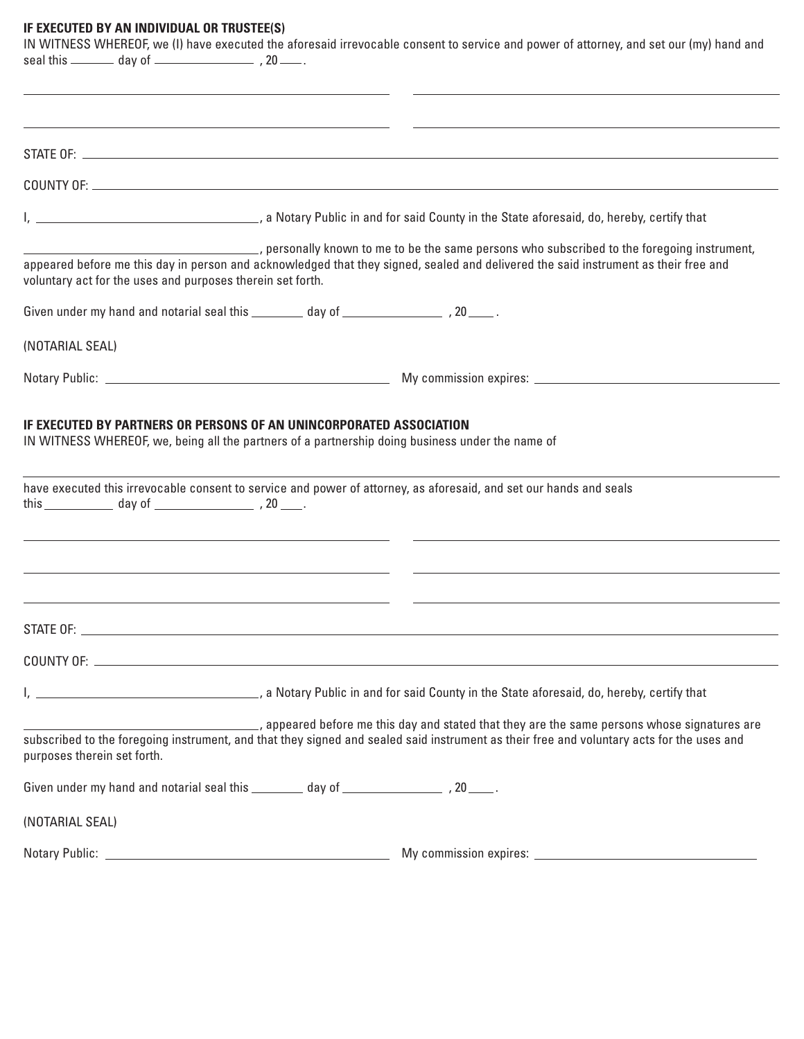**IF EXECUTED BY AN INDIVIDUAL OR TRUSTEE(S)**

IN WITNESS WHEREOF, we (I) have executed the aforesaid irrevocable consent to service and power of attorney, and set our (my) hand and seal this ______ day of ______________ , 20 ____ .

______________________________ ______________________________

______________________________ ______________________________

STATE OF: ______________________________

COUNTY OF: ______________________________

I, ______________________________, a Notary Public in and for said County in the State aforesaid, do, hereby, certify that

______________________________, personally known to me to be the same persons who subscribed to the foregoing instrument, appeared before me this day in person and acknowledged that they signed, sealed and delivered the said instrument as their free and voluntary act for the uses and purposes therein set forth.

Given under my hand and notarial seal this ________ day of ______________ , 20 ____ .

(NOTARIAL SEAL)

Notary Public: ______________________________ My commission expires: ______________________________

**IF EXECUTED BY PARTNERS OR PERSONS OF AN UNINCORPORATED ASSOCIATION**

IN WITNESS WHEREOF, we, being all the partners of a partnership doing business under the name of

______________________________

have executed this irrevocable consent to service and power of attorney, as aforesaid, and set our hands and seals this __________ day of ______________ , 20 ____ .

______________________________ ______________________________

______________________________ ______________________________

______________________________ ______________________________

STATE OF: ______________________________

COUNTY OF: ______________________________

I, ______________________________, a Notary Public in and for said County in the State aforesaid, do, hereby, certify that

______________________________, appeared before me this day and stated that they are the same persons whose signatures are subscribed to the foregoing instrument, and that they signed and sealed said instrument as their free and voluntary acts for the uses and purposes therein set forth.

Given under my hand and notarial seal this ________ day of ______________ , 20 ____ .

(NOTARIAL SEAL)

Notary Public: ______________________________ My commission expires: ______________________________